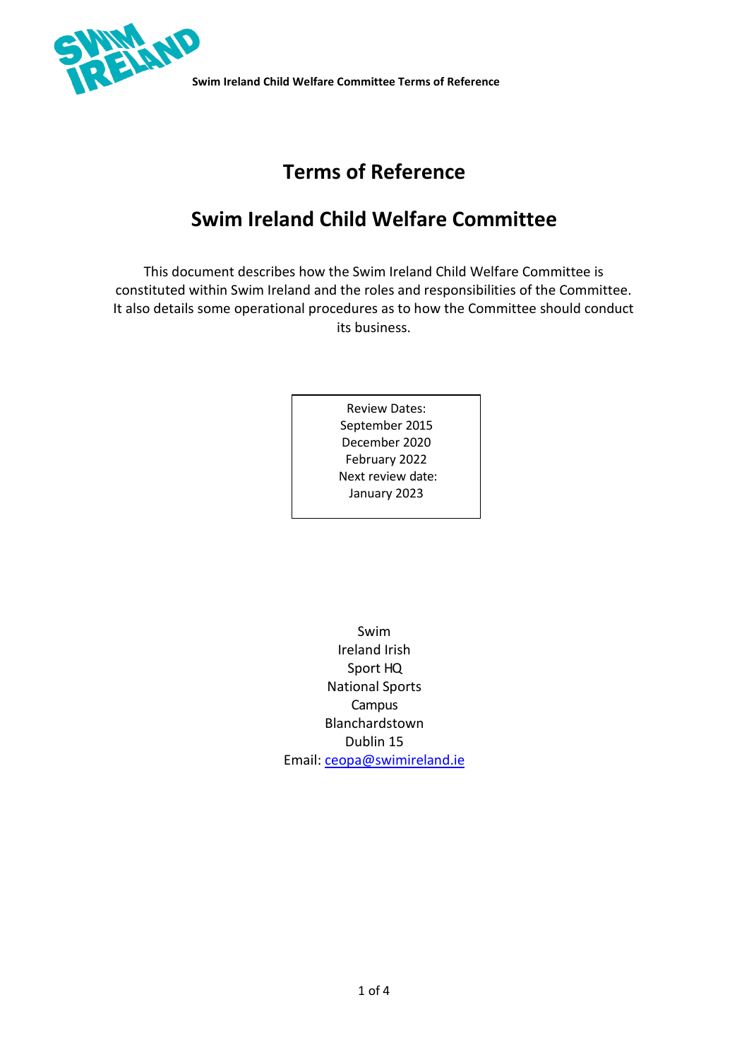# Terms of Reference

# Swim Ireland Child Welfare Committee

This document describes how the Swim Ireland Child Welfare Committee is constituted within Swim Ireland and the roles and responsibilities of the Committee. It also details some operational procedures as to how the Committee should conduct its business.

Review Dates:
September 2015
December 2020
February 2022
Next review date:
January 2023

Swim
Ireland Irish
Sport HQ
National Sports
Campus
Blanchardstown
Dublin 15
Email: ceopa@swimireland.ie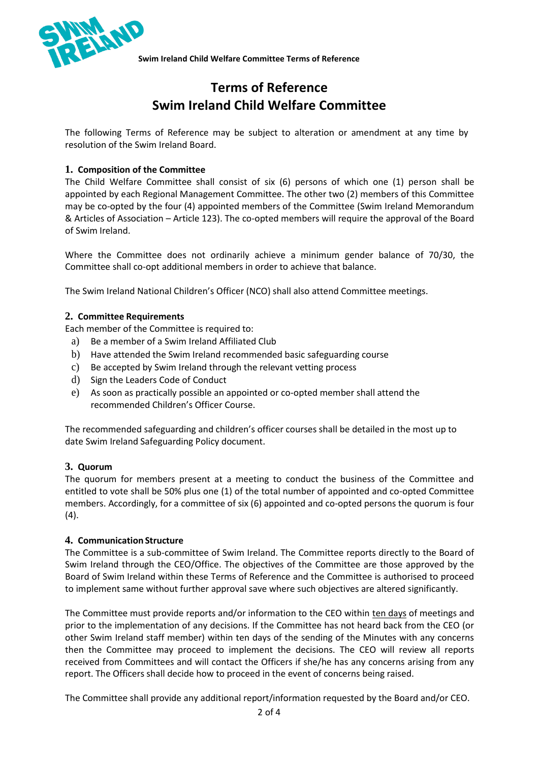# Terms of Reference
# Swim Ireland Child Welfare Committee

The following Terms of Reference may be subject to alteration or amendment at any time by resolution of the Swim Ireland Board.

## 1. Composition of the Committee

The Child Welfare Committee shall consist of six (6) persons of which one (1) person shall be appointed by each Regional Management Committee. The other two (2) members of this Committee may be co-opted by the four (4) appointed members of the Committee (Swim Ireland Memorandum & Articles of Association – Article 123). The co-opted members will require the approval of the Board of Swim Ireland.

Where the Committee does not ordinarily achieve a minimum gender balance of 70/30, the Committee shall co-opt additional members in order to achieve that balance.

The Swim Ireland National Children's Officer (NCO) shall also attend Committee meetings.

## 2. Committee Requirements

Each member of the Committee is required to:

a) Be a member of a Swim Ireland Affiliated Club
b) Have attended the Swim Ireland recommended basic safeguarding course
c) Be accepted by Swim Ireland through the relevant vetting process
d) Sign the Leaders Code of Conduct
e) As soon as practically possible an appointed or co-opted member shall attend the recommended Children's Officer Course.

The recommended safeguarding and children's officer courses shall be detailed in the most up to date Swim Ireland Safeguarding Policy document.

## 3. Quorum

The quorum for members present at a meeting to conduct the business of the Committee and entitled to vote shall be 50% plus one (1) of the total number of appointed and co-opted Committee members. Accordingly, for a committee of six (6) appointed and co-opted persons the quorum is four (4).

## 4. Communication Structure

The Committee is a sub-committee of Swim Ireland. The Committee reports directly to the Board of Swim Ireland through the CEO/Office. The objectives of the Committee are those approved by the Board of Swim Ireland within these Terms of Reference and the Committee is authorised to proceed to implement same without further approval save where such objectives are altered significantly.

The Committee must provide reports and/or information to the CEO within ten days of meetings and prior to the implementation of any decisions. If the Committee has not heard back from the CEO (or other Swim Ireland staff member) within ten days of the sending of the Minutes with any concerns then the Committee may proceed to implement the decisions. The CEO will review all reports received from Committees and will contact the Officers if she/he has any concerns arising from any report. The Officers shall decide how to proceed in the event of concerns being raised.

The Committee shall provide any additional report/information requested by the Board and/or CEO.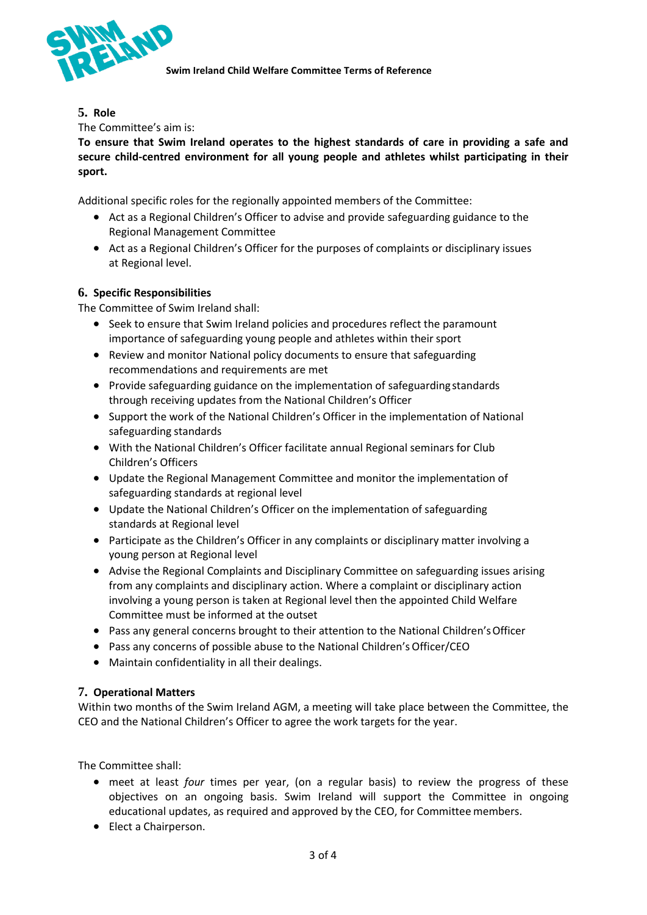## 5. Role

The Committee's aim is:

**To ensure that Swim Ireland operates to the highest standards of care in providing a safe and secure child-centred environment for all young people and athletes whilst participating in their sport.**

Additional specific roles for the regionally appointed members of the Committee:

- Act as a Regional Children's Officer to advise and provide safeguarding guidance to the Regional Management Committee
- Act as a Regional Children's Officer for the purposes of complaints or disciplinary issues at Regional level.

## 6. Specific Responsibilities

The Committee of Swim Ireland shall:

- Seek to ensure that Swim Ireland policies and procedures reflect the paramount importance of safeguarding young people and athletes within their sport
- Review and monitor National policy documents to ensure that safeguarding recommendations and requirements are met
- Provide safeguarding guidance on the implementation of safeguarding standards through receiving updates from the National Children's Officer
- Support the work of the National Children's Officer in the implementation of National safeguarding standards
- With the National Children's Officer facilitate annual Regional seminars for Club Children's Officers
- Update the Regional Management Committee and monitor the implementation of safeguarding standards at regional level
- Update the National Children's Officer on the implementation of safeguarding standards at Regional level
- Participate as the Children's Officer in any complaints or disciplinary matter involving a young person at Regional level
- Advise the Regional Complaints and Disciplinary Committee on safeguarding issues arising from any complaints and disciplinary action. Where a complaint or disciplinary action involving a young person is taken at Regional level then the appointed Child Welfare Committee must be informed at the outset
- Pass any general concerns brought to their attention to the National Children's Officer
- Pass any concerns of possible abuse to the National Children's Officer/CEO
- Maintain confidentiality in all their dealings.

## 7. Operational Matters

Within two months of the Swim Ireland AGM, a meeting will take place between the Committee, the CEO and the National Children's Officer to agree the work targets for the year.

The Committee shall:

- meet at least *four* times per year, (on a regular basis) to review the progress of these objectives on an ongoing basis. Swim Ireland will support the Committee in ongoing educational updates, as required and approved by the CEO, for Committee members.
- Elect a Chairperson.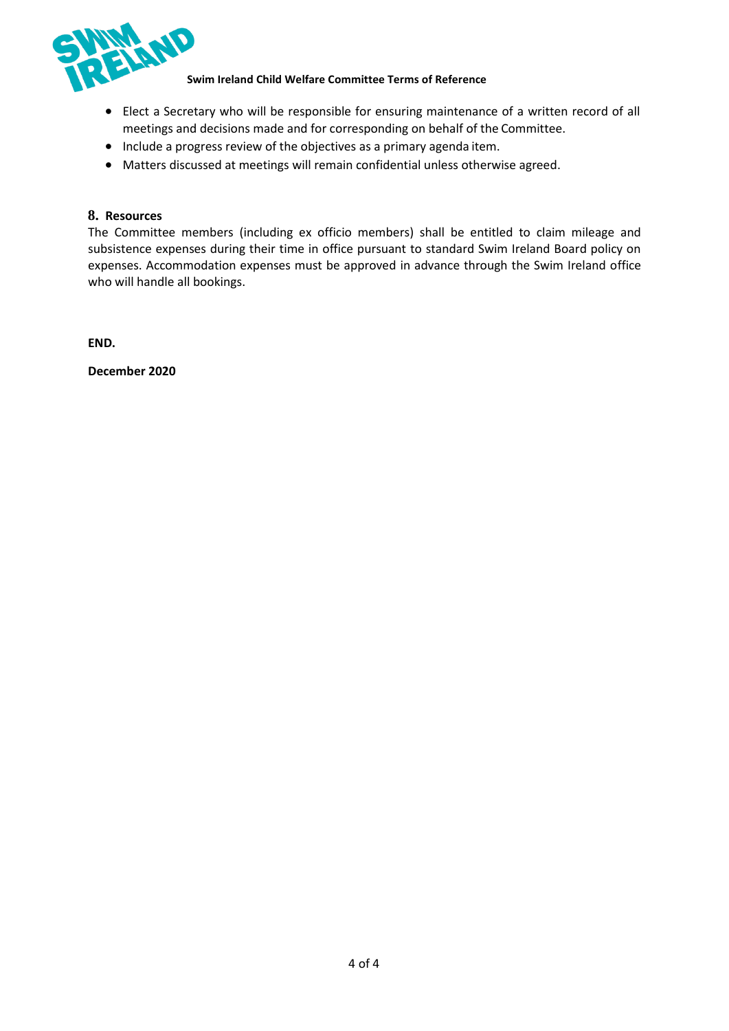- Elect a Secretary who will be responsible for ensuring maintenance of a written record of all meetings and decisions made and for corresponding on behalf of the Committee.
- Include a progress review of the objectives as a primary agenda item.
- Matters discussed at meetings will remain confidential unless otherwise agreed.

## 8. Resources

The Committee members (including ex officio members) shall be entitled to claim mileage and subsistence expenses during their time in office pursuant to standard Swim Ireland Board policy on expenses. Accommodation expenses must be approved in advance through the Swim Ireland office who will handle all bookings.

**END.**

**December 2020**